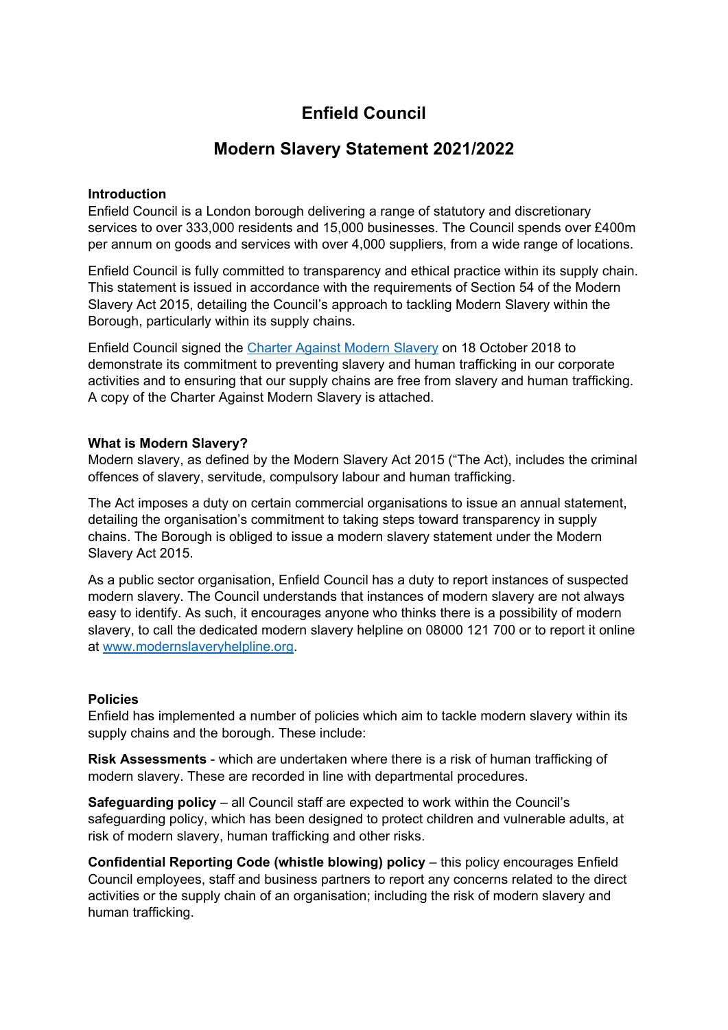# Enfield Council

## Modern Slavery Statement 2021/2022

**Introduction**
Enfield Council is a London borough delivering a range of statutory and discretionary services to over 333,000 residents and 15,000 businesses. The Council spends over £400m per annum on goods and services with over 4,000 suppliers, from a wide range of locations.

Enfield Council is fully committed to transparency and ethical practice within its supply chain. This statement is issued in accordance with the requirements of Section 54 of the Modern Slavery Act 2015, detailing the Council's approach to tackling Modern Slavery within the Borough, particularly within its supply chains.

Enfield Council signed the [Charter Against Modern Slavery] on 18 October 2018 to demonstrate its commitment to preventing slavery and human trafficking in our corporate activities and to ensuring that our supply chains are free from slavery and human trafficking. A copy of the Charter Against Modern Slavery is attached.

**What is Modern Slavery?**
Modern slavery, as defined by the Modern Slavery Act 2015 ("The Act), includes the criminal offences of slavery, servitude, compulsory labour and human trafficking.

The Act imposes a duty on certain commercial organisations to issue an annual statement, detailing the organisation's commitment to taking steps toward transparency in supply chains. The Borough is obliged to issue a modern slavery statement under the Modern Slavery Act 2015.

As a public sector organisation, Enfield Council has a duty to report instances of suspected modern slavery. The Council understands that instances of modern slavery are not always easy to identify. As such, it encourages anyone who thinks there is a possibility of modern slavery, to call the dedicated modern slavery helpline on 08000 121 700 or to report it online at [www.modernslaveryhelpline.org].

**Policies**
Enfield has implemented a number of policies which aim to tackle modern slavery within its supply chains and the borough. These include:

**Risk Assessments** - which are undertaken where there is a risk of human trafficking of modern slavery. These are recorded in line with departmental procedures.

**Safeguarding policy** – all Council staff are expected to work within the Council's safeguarding policy, which has been designed to protect children and vulnerable adults, at risk of modern slavery, human trafficking and other risks.

**Confidential Reporting Code (whistle blowing) policy** – this policy encourages Enfield Council employees, staff and business partners to report any concerns related to the direct activities or the supply chain of an organisation; including the risk of modern slavery and human trafficking.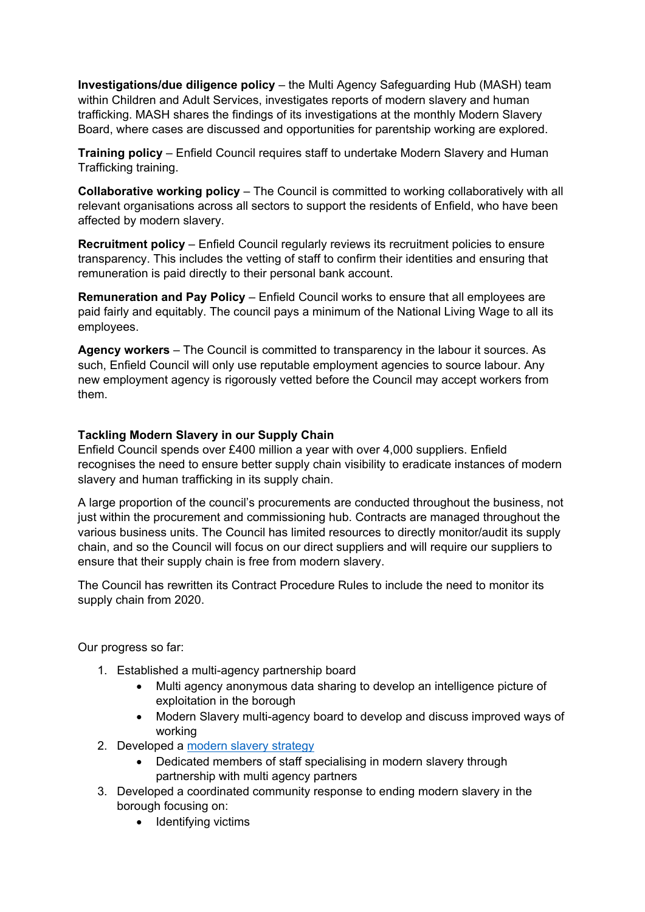**Investigations/due diligence policy** – the Multi Agency Safeguarding Hub (MASH) team within Children and Adult Services, investigates reports of modern slavery and human trafficking. MASH shares the findings of its investigations at the monthly Modern Slavery Board, where cases are discussed and opportunities for parentship working are explored.

**Training policy** – Enfield Council requires staff to undertake Modern Slavery and Human Trafficking training.

**Collaborative working policy** – The Council is committed to working collaboratively with all relevant organisations across all sectors to support the residents of Enfield, who have been affected by modern slavery.

**Recruitment policy** – Enfield Council regularly reviews its recruitment policies to ensure transparency. This includes the vetting of staff to confirm their identities and ensuring that remuneration is paid directly to their personal bank account.

**Remuneration and Pay Policy** – Enfield Council works to ensure that all employees are paid fairly and equitably. The council pays a minimum of the National Living Wage to all its employees.

**Agency workers** – The Council is committed to transparency in the labour it sources. As such, Enfield Council will only use reputable employment agencies to source labour. Any new employment agency is rigorously vetted before the Council may accept workers from them.

**Tackling Modern Slavery in our Supply Chain**

Enfield Council spends over £400 million a year with over 4,000 suppliers. Enfield recognises the need to ensure better supply chain visibility to eradicate instances of modern slavery and human trafficking in its supply chain.

A large proportion of the council's procurements are conducted throughout the business, not just within the procurement and commissioning hub. Contracts are managed throughout the various business units. The Council has limited resources to directly monitor/audit its supply chain, and so the Council will focus on our direct suppliers and will require our suppliers to ensure that their supply chain is free from modern slavery.

The Council has rewritten its Contract Procedure Rules to include the need to monitor its supply chain from 2020.

Our progress so far:

1. Established a multi-agency partnership board
   - Multi agency anonymous data sharing to develop an intelligence picture of exploitation in the borough
   - Modern Slavery multi-agency board to develop and discuss improved ways of working
2. Developed a modern slavery strategy
   - Dedicated members of staff specialising in modern slavery through partnership with multi agency partners
3. Developed a coordinated community response to ending modern slavery in the borough focusing on:
   - Identifying victims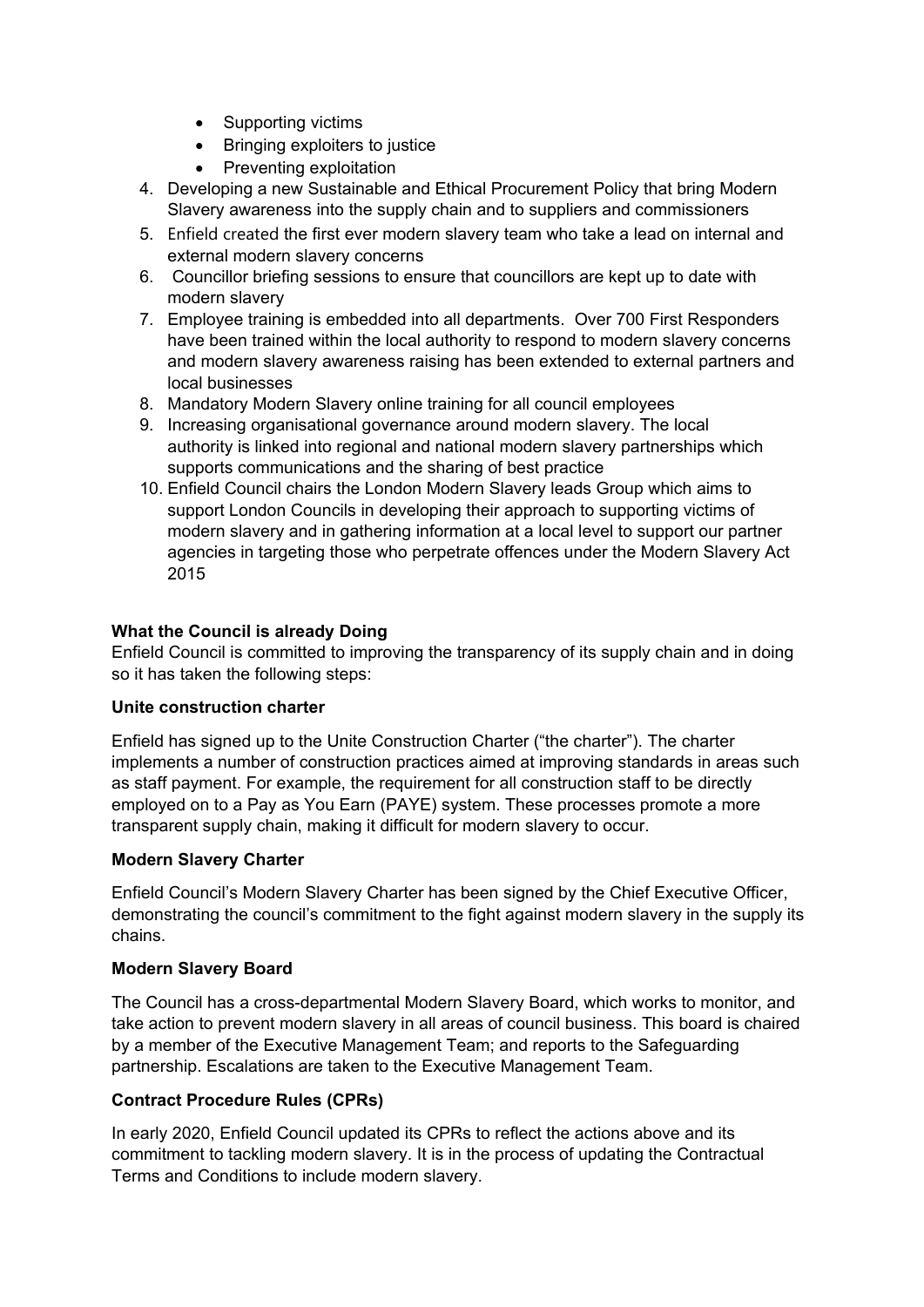- Supporting victims
- Bringing exploiters to justice
- Preventing exploitation

4. Developing a new Sustainable and Ethical Procurement Policy that bring Modern Slavery awareness into the supply chain and to suppliers and commissioners
5. Enfield created the first ever modern slavery team who take a lead on internal and external modern slavery concerns
6. Councillor briefing sessions to ensure that councillors are kept up to date with modern slavery
7. Employee training is embedded into all departments. Over 700 First Responders have been trained within the local authority to respond to modern slavery concerns and modern slavery awareness raising has been extended to external partners and local businesses
8. Mandatory Modern Slavery online training for all council employees
9. Increasing organisational governance around modern slavery. The local authority is linked into regional and national modern slavery partnerships which supports communications and the sharing of best practice
10. Enfield Council chairs the London Modern Slavery leads Group which aims to support London Councils in developing their approach to supporting victims of modern slavery and in gathering information at a local level to support our partner agencies in targeting those who perpetrate offences under the Modern Slavery Act 2015

**What the Council is already Doing**

Enfield Council is committed to improving the transparency of its supply chain and in doing so it has taken the following steps:

**Unite construction charter**

Enfield has signed up to the Unite Construction Charter ("the charter"). The charter implements a number of construction practices aimed at improving standards in areas such as staff payment. For example, the requirement for all construction staff to be directly employed on to a Pay as You Earn (PAYE) system. These processes promote a more transparent supply chain, making it difficult for modern slavery to occur.

**Modern Slavery Charter**

Enfield Council's Modern Slavery Charter has been signed by the Chief Executive Officer, demonstrating the council's commitment to the fight against modern slavery in the supply its chains.

**Modern Slavery Board**

The Council has a cross-departmental Modern Slavery Board, which works to monitor, and take action to prevent modern slavery in all areas of council business. This board is chaired by a member of the Executive Management Team; and reports to the Safeguarding partnership. Escalations are taken to the Executive Management Team.

**Contract Procedure Rules (CPRs)**

In early 2020, Enfield Council updated its CPRs to reflect the actions above and its commitment to tackling modern slavery. It is in the process of updating the Contractual Terms and Conditions to include modern slavery.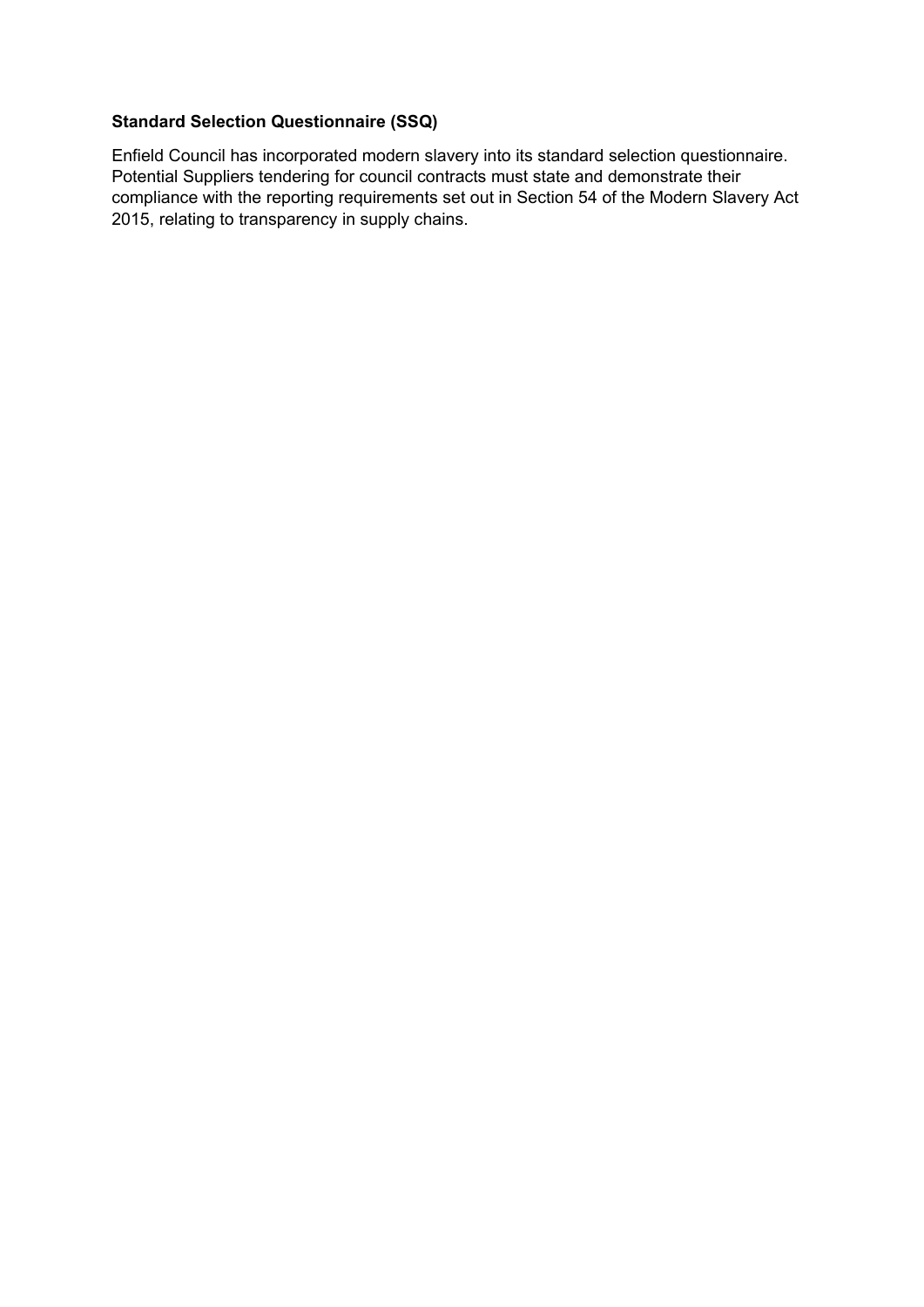**Standard Selection Questionnaire (SSQ)**

Enfield Council has incorporated modern slavery into its standard selection questionnaire. Potential Suppliers tendering for council contracts must state and demonstrate their compliance with the reporting requirements set out in Section 54 of the Modern Slavery Act 2015, relating to transparency in supply chains.